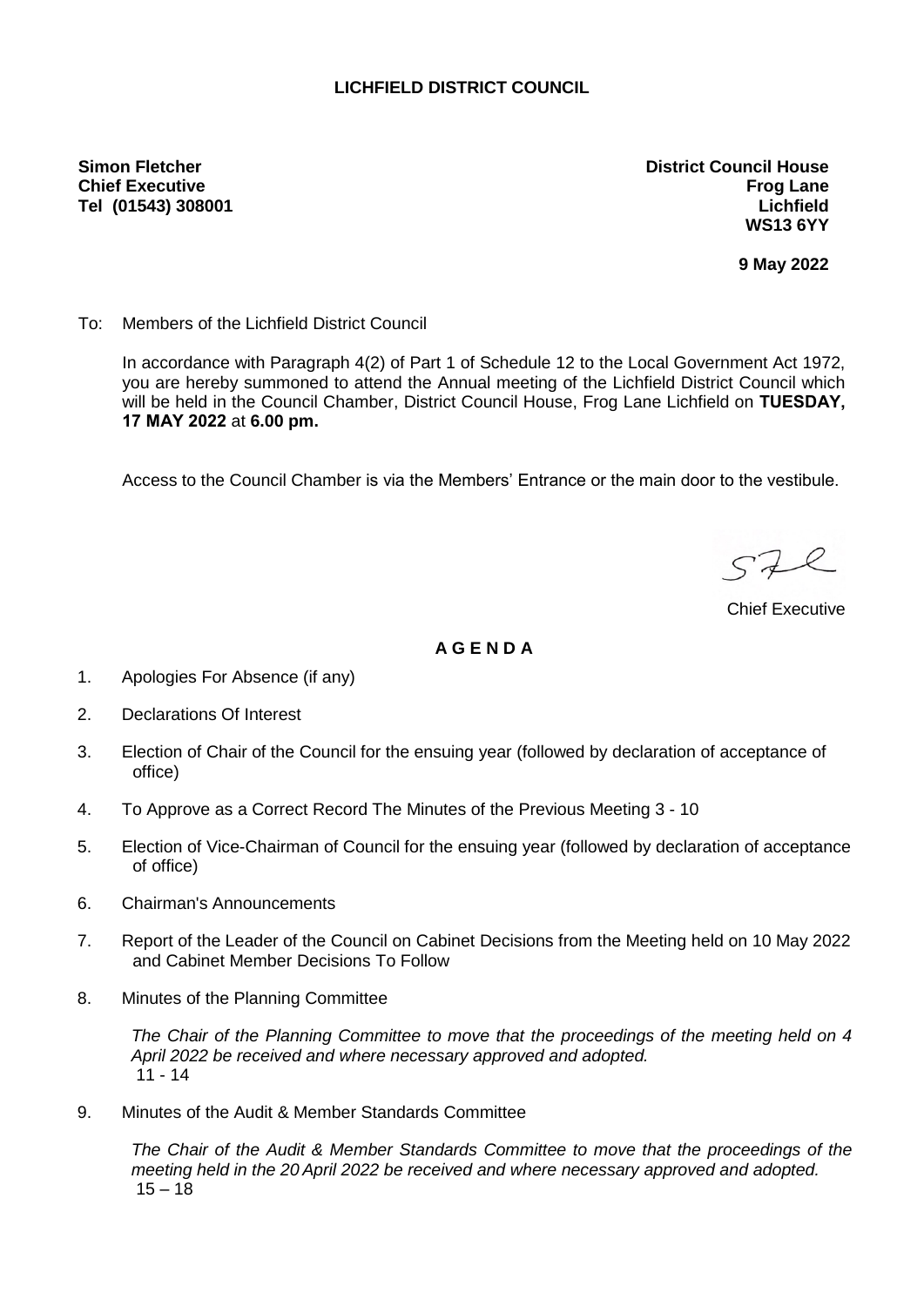**LICHFIELD DISTRICT COUNCIL**

**Simon Fletcher**
**Chief Executive**
**Tel (01543) 308001**

**District Council House**
**Frog Lane**
**Lichfield**
**WS13 6YY**

**9 May 2022**

To: Members of the Lichfield District Council

In accordance with Paragraph 4(2) of Part 1 of Schedule 12 to the Local Government Act 1972, you are hereby summoned to attend the Annual meeting of the Lichfield District Council which will be held in the Council Chamber, District Council House, Frog Lane Lichfield on **TUESDAY, 17 MAY 2022** at **6.00 pm.**

Access to the Council Chamber is via the Members' Entrance or the main door to the vestibule.

Chief Executive

**A G E N D A**

1. Apologies For Absence (if any)
2. Declarations Of Interest
3. Election of Chair of the Council for the ensuing year (followed by declaration of acceptance of office)
4. To Approve as a Correct Record The Minutes of the Previous Meeting 3 - 10
5. Election of Vice-Chairman of Council for the ensuing year (followed by declaration of acceptance of office)
6. Chairman's Announcements
7. Report of the Leader of the Council on Cabinet Decisions from the Meeting held on 10 May 2022 and Cabinet Member Decisions To Follow
8. Minutes of the Planning Committee

   *The Chair of the Planning Committee to move that the proceedings of the meeting held on 4 April 2022 be received and where necessary approved and adopted.*
   11 - 14

9. Minutes of the Audit & Member Standards Committee

   *The Chair of the Audit & Member Standards Committee to move that the proceedings of the meeting held in the 20 April 2022 be received and where necessary approved and adopted.*
   15 – 18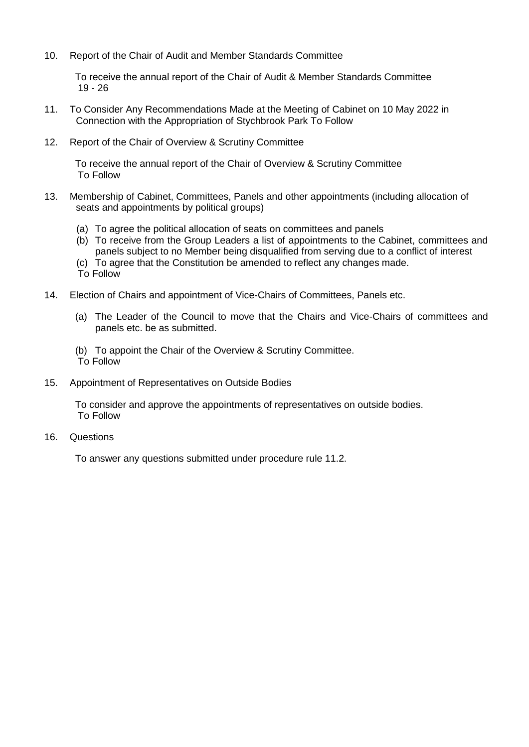10. Report of the Chair of Audit and Member Standards Committee

    To receive the annual report of the Chair of Audit & Member Standards Committee
    19 - 26

11. To Consider Any Recommendations Made at the Meeting of Cabinet on 10 May 2022 in Connection with the Appropriation of Stychbrook Park To Follow

12. Report of the Chair of Overview & Scrutiny Committee

    To receive the annual report of the Chair of Overview & Scrutiny Committee
    To Follow

13. Membership of Cabinet, Committees, Panels and other appointments (including allocation of seats and appointments by political groups)

    (a) To agree the political allocation of seats on committees and panels
    (b) To receive from the Group Leaders a list of appointments to the Cabinet, committees and panels subject to no Member being disqualified from serving due to a conflict of interest
    (c) To agree that the Constitution be amended to reflect any changes made.
    To Follow

14. Election of Chairs and appointment of Vice-Chairs of Committees, Panels etc.

    (a) The Leader of the Council to move that the Chairs and Vice-Chairs of committees and panels etc. be as submitted.

    (b) To appoint the Chair of the Overview & Scrutiny Committee.
    To Follow

15. Appointment of Representatives on Outside Bodies

    To consider and approve the appointments of representatives on outside bodies.
    To Follow

16. Questions

    To answer any questions submitted under procedure rule 11.2.